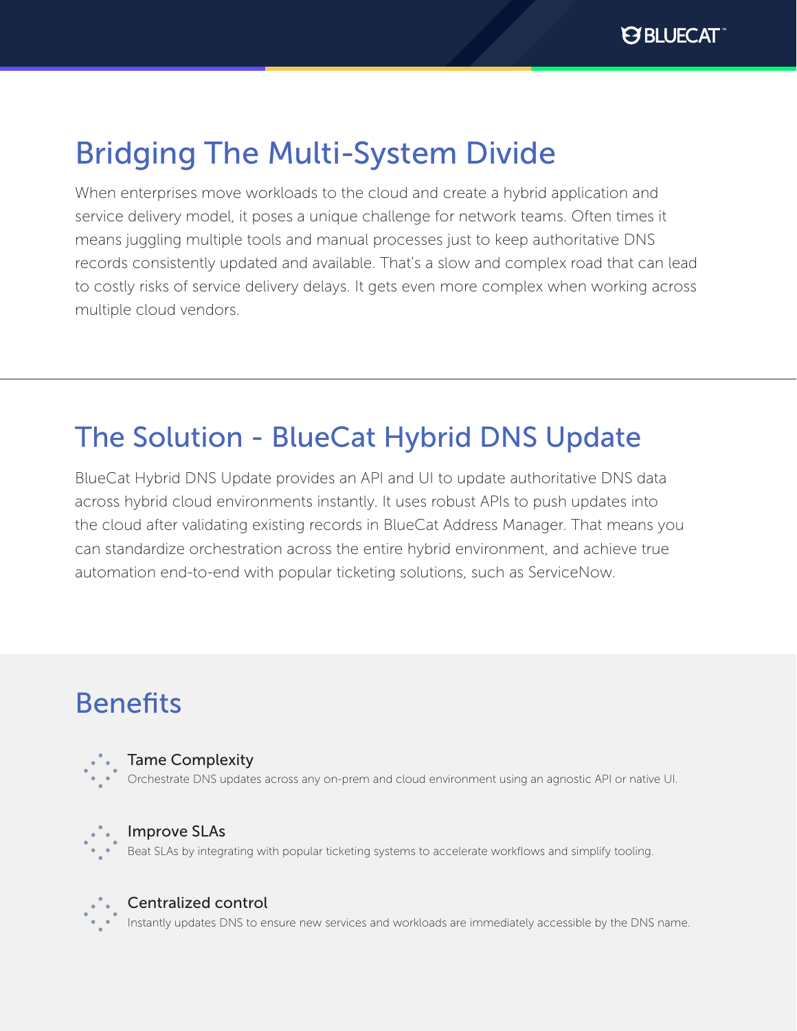# Bridging The Multi-System Divide

When enterprises move workloads to the cloud and create a hybrid application and service delivery model, it poses a unique challenge for network teams. Often times it means juggling multiple tools and manual processes just to keep authoritative DNS records consistently updated and available. That's a slow and complex road that can lead to costly risks of service delivery delays. It gets even more complex when working across multiple cloud vendors.

# The Solution - BlueCat Hybrid DNS Update

BlueCat Hybrid DNS Update provides an API and UI to update authoritative DNS data across hybrid cloud environments instantly. It uses robust APIs to push updates into the cloud after validating existing records in BlueCat Address Manager. That means you can standardize orchestration across the entire hybrid environment, and achieve true automation end-to-end with popular ticketing solutions, such as ServiceNow.

# Benefits

### Tame Complexity

Orchestrate DNS updates across any on-prem and cloud environment using an agnostic API or native UI.

### Improve SLAs

Beat SLAs by integrating with popular ticketing systems to accelerate workflows and simplify tooling.

### Centralized control

Instantly updates DNS to ensure new services and workloads are immediately accessible by the DNS name.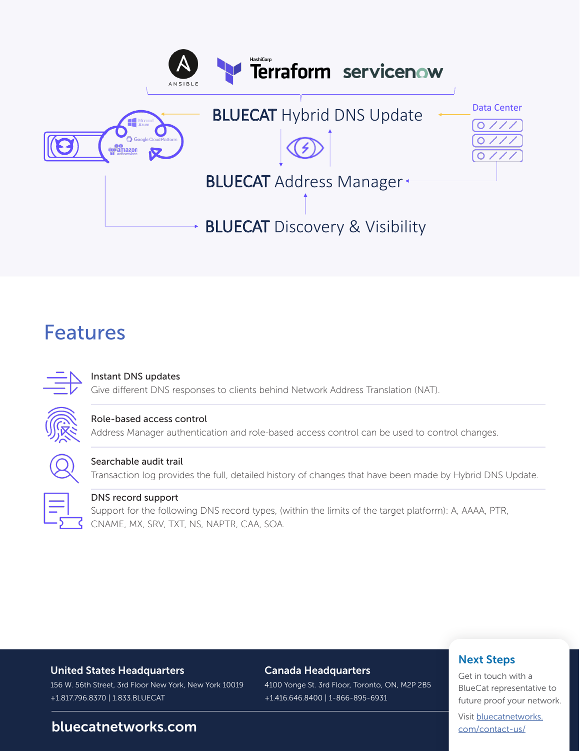ANSIBLE

HashiCorp Terraform

servicenow

BLUECAT Hybrid DNS Update

Data Center

Microsoft Azure

Google Cloud Platform

amazon webservices

BLUECAT Address Manager

BLUECAT Discovery & Visibility

## Features

**Instant DNS updates**
Give different DNS responses to clients behind Network Address Translation (NAT).

**Role-based access control**
Address Manager authentication and role-based access control can be used to control changes.

**Searchable audit trail**
Transaction log provides the full, detailed history of changes that have been made by Hybrid DNS Update.

**DNS record support**
Support for the following DNS record types, (within the limits of the target platform): A, AAAA, PTR, CNAME, MX, SRV, TXT, NS, NAPTR, CAA, SOA.

### United States Headquarters

156 W. 56th Street, 3rd Floor New York, New York 10019
+1.817.796.8370 | 1.833.BLUECAT

### Canada Headquarters

4100 Yonge St. 3rd Floor, Toronto, ON, M2P 2B5
+1.416.646.8400 | 1-866-895-6931

**bluecatnetworks.com**

### Next Steps

Get in touch with a BlueCat representative to future proof your network.

Visit [bluecatnetworks.com/contact-us/](https://bluecatnetworks.com/contact-us/)